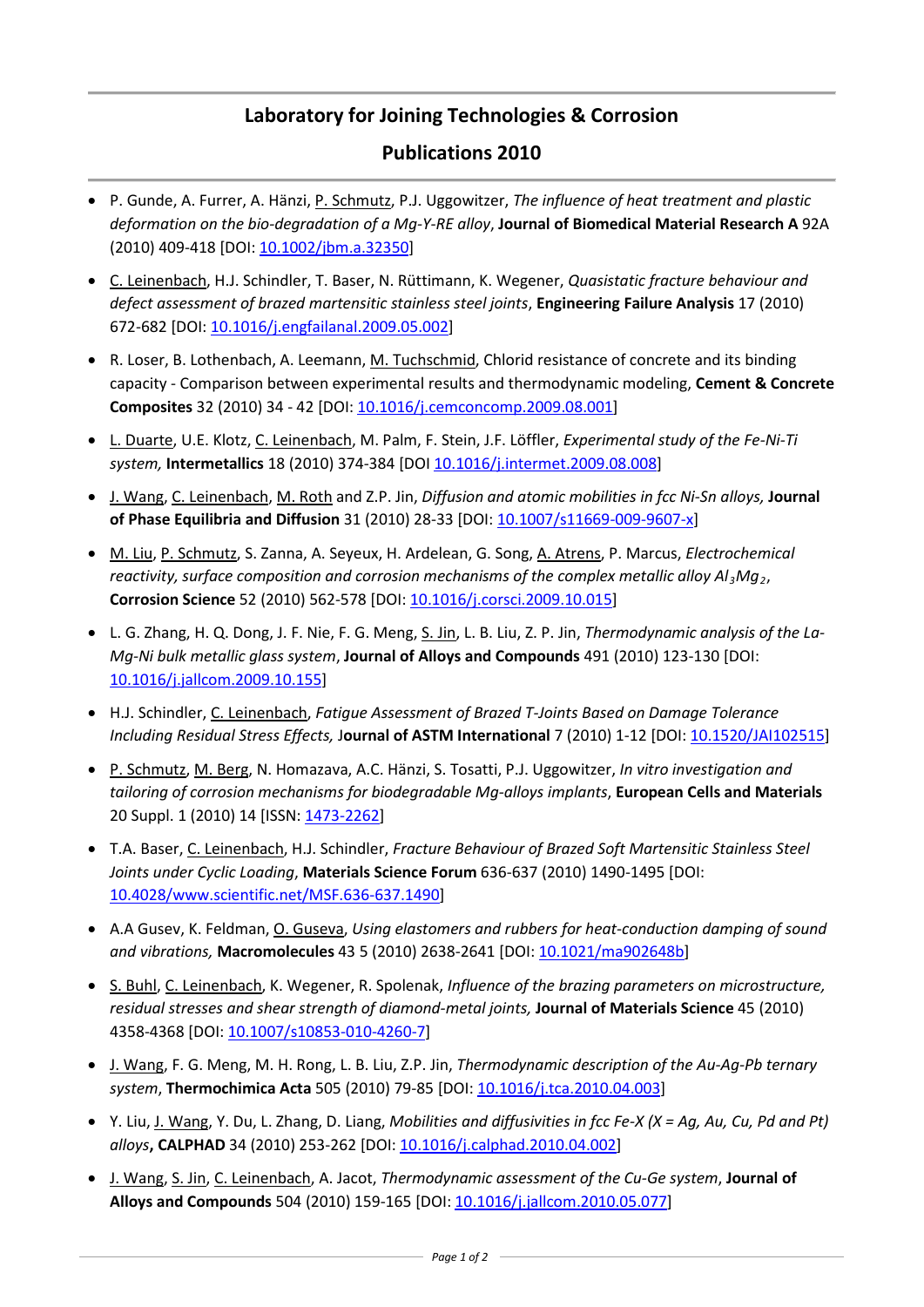# Laboratory for Joining Technologies & Corrosion

## Publications 2010

- P. Gunde, A. Furrer, A. Hänzi, P. Schmutz, P.J. Uggowitzer, *The influence of heat treatment and plastic deformation on the bio-degradation of a Mg-Y-RE alloy*, **Journal of Biomedical Material Research A** 92A (2010) 409-418 [DOI: 10.1002/jbm.a.32350]
- C. Leinenbach, H.J. Schindler, T. Baser, N. Rüttimann, K. Wegener, *Quasistatic fracture behaviour and defect assessment of brazed martensitic stainless steel joints*, **Engineering Failure Analysis** 17 (2010) 672-682 [DOI: 10.1016/j.engfailanal.2009.05.002]
- R. Loser, B. Lothenbach, A. Leemann, M. Tuchschmid, Chlorid resistance of concrete and its binding capacity - Comparison between experimental results and thermodynamic modeling, **Cement & Concrete Composites** 32 (2010) 34 - 42 [DOI: 10.1016/j.cemconcomp.2009.08.001]
- L. Duarte, U.E. Klotz, C. Leinenbach, M. Palm, F. Stein, J.F. Löffler, *Experimental study of the Fe-Ni-Ti system,* **Intermetallics** 18 (2010) 374-384 [DOI 10.1016/j.intermet.2009.08.008]
- J. Wang, C. Leinenbach, M. Roth and Z.P. Jin, *Diffusion and atomic mobilities in fcc Ni-Sn alloys,* **Journal of Phase Equilibria and Diffusion** 31 (2010) 28-33 [DOI: 10.1007/s11669-009-9607-x]
- M. Liu, P. Schmutz, S. Zanna, A. Seyeux, H. Ardelean, G. Song, A. Atrens, P. Marcus, *Electrochemical reactivity, surface composition and corrosion mechanisms of the complex metallic alloy $Al_3Mg_2$*, **Corrosion Science** 52 (2010) 562-578 [DOI: 10.1016/j.corsci.2009.10.015]
- L. G. Zhang, H. Q. Dong, J. F. Nie, F. G. Meng, S. Jin, L. B. Liu, Z. P. Jin, *Thermodynamic analysis of the La-Mg-Ni bulk metallic glass system*, **Journal of Alloys and Compounds** 491 (2010) 123-130 [DOI: 10.1016/j.jallcom.2009.10.155]
- H.J. Schindler, C. Leinenbach, *Fatigue Assessment of Brazed T-Joints Based on Damage Tolerance Including Residual Stress Effects,* **Journal of ASTM International** 7 (2010) 1-12 [DOI: 10.1520/JAI102515]
- P. Schmutz, M. Berg, N. Homazava, A.C. Hänzi, S. Tosatti, P.J. Uggowitzer, *In vitro investigation and tailoring of corrosion mechanisms for biodegradable Mg-alloys implants*, **European Cells and Materials** 20 Suppl. 1 (2010) 14 [ISSN: 1473-2262]
- T.A. Baser, C. Leinenbach, H.J. Schindler, *Fracture Behaviour of Brazed Soft Martensitic Stainless Steel Joints under Cyclic Loading*, **Materials Science Forum** 636-637 (2010) 1490-1495 [DOI: 10.4028/www.scientific.net/MSF.636-637.1490]
- A.A Gusev, K. Feldman, O. Guseva, *Using elastomers and rubbers for heat-conduction damping of sound and vibrations,* **Macromolecules** 43 5 (2010) 2638-2641 [DOI: 10.1021/ma902648b]
- S. Buhl, C. Leinenbach, K. Wegener, R. Spolenak, *Influence of the brazing parameters on microstructure, residual stresses and shear strength of diamond-metal joints,* **Journal of Materials Science** 45 (2010) 4358-4368 [DOI: 10.1007/s10853-010-4260-7]
- J. Wang, F. G. Meng, M. H. Rong, L. B. Liu, Z.P. Jin, *Thermodynamic description of the Au-Ag-Pb ternary system*, **Thermochimica Acta** 505 (2010) 79-85 [DOI: 10.1016/j.tca.2010.04.003]
- Y. Liu, J. Wang, Y. Du, L. Zhang, D. Liang, *Mobilities and diffusivities in fcc Fe-X (X = Ag, Au, Cu, Pd and Pt) alloys***, CALPHAD** 34 (2010) 253-262 [DOI: 10.1016/j.calphad.2010.04.002]
- J. Wang, S. Jin, C. Leinenbach, A. Jacot, *Thermodynamic assessment of the Cu-Ge system*, **Journal of Alloys and Compounds** 504 (2010) 159-165 [DOI: 10.1016/j.jallcom.2010.05.077]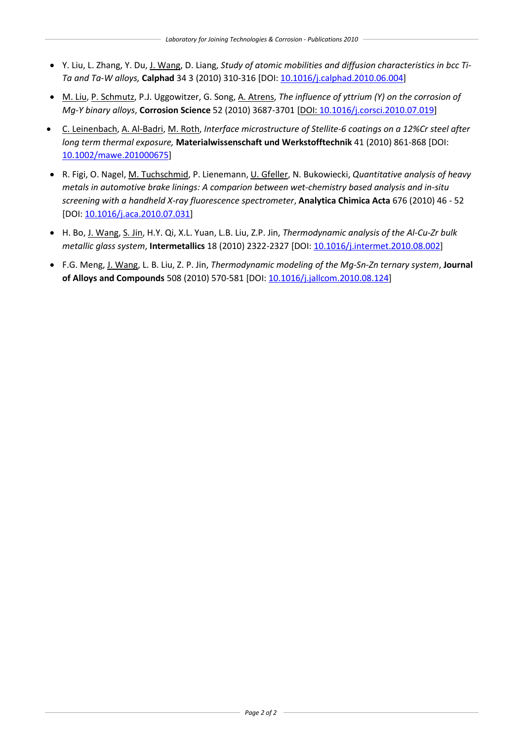- Y. Liu, L. Zhang, Y. Du, J. Wang, D. Liang, *Study of atomic mobilities and diffusion characteristics in bcc Ti-Ta and Ta-W alloys,* **Calphad** 34 3 (2010) 310-316 [DOI: 10.1016/j.calphad.2010.06.004]
- M. Liu, P. Schmutz, P.J. Uggowitzer, G. Song, A. Atrens, *The influence of yttrium (Y) on the corrosion of Mg-Y binary alloys*, **Corrosion Science** 52 (2010) 3687-3701 [DOI: 10.1016/j.corsci.2010.07.019]
- C. Leinenbach, A. Al-Badri, M. Roth, *Interface microstructure of Stellite-6 coatings on a 12%Cr steel after long term thermal exposure,* **Materialwissenschaft und Werkstofftechnik** 41 (2010) 861-868 [DOI: 10.1002/mawe.201000675]
- R. Figi, O. Nagel, M. Tuchschmid, P. Lienemann, U. Gfeller, N. Bukowiecki, *Quantitative analysis of heavy metals in automotive brake linings: A comparion between wet-chemistry based analysis and in-situ screening with a handheld X-ray fluorescence spectrometer*, **Analytica Chimica Acta** 676 (2010) 46 - 52 [DOI: 10.1016/j.aca.2010.07.031]
- H. Bo, J. Wang, S. Jin, H.Y. Qi, X.L. Yuan, L.B. Liu, Z.P. Jin, *Thermodynamic analysis of the Al-Cu-Zr bulk metallic glass system*, **Intermetallics** 18 (2010) 2322-2327 [DOI: 10.1016/j.intermet.2010.08.002]
- F.G. Meng, J. Wang, L. B. Liu, Z. P. Jin, *Thermodynamic modeling of the Mg-Sn-Zn ternary system*, **Journal of Alloys and Compounds** 508 (2010) 570-581 [DOI: 10.1016/j.jallcom.2010.08.124]